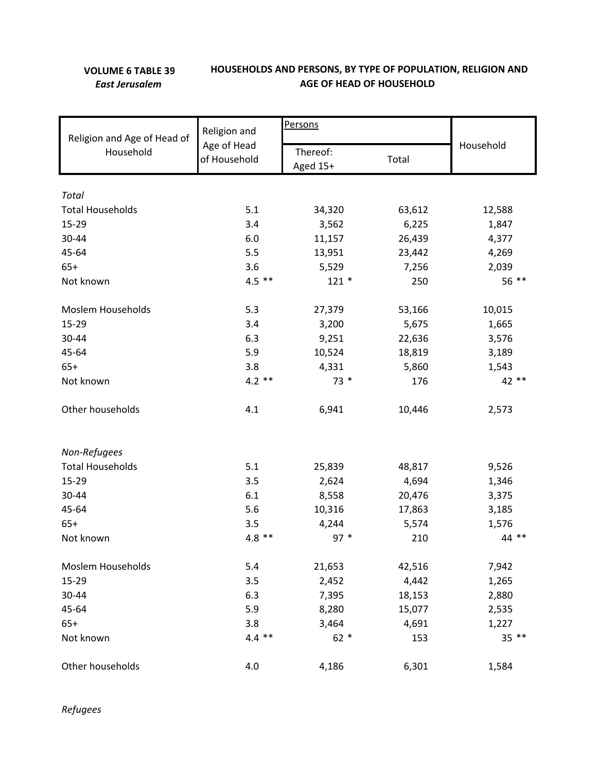**VOLUME 6 TABLE 39**
*East Jerusalem*

**HOUSEHOLDS AND PERSONS, BY TYPE OF POPULATION, RELIGION AND AGE OF HEAD OF HOUSEHOLD**

| Religion and Age of Head of Household | Religion and Age of Head of Household | Persons | | Household |
|---|---|---|---|---|
| | | Thereof: Aged 15+ | Total | |
| *Total* | | | | |
| Total Households | 5.1 | 34,320 | 63,612 | 12,588 |
| 15-29 | 3.4 | 3,562 | 6,225 | 1,847 |
| 30-44 | 6.0 | 11,157 | 26,439 | 4,377 |
| 45-64 | 5.5 | 13,951 | 23,442 | 4,269 |
| 65+ | 3.6 | 5,529 | 7,256 | 2,039 |
| Not known | 4.5 ** | 121 * | 250 | 56 ** |
| Moslem Households | 5.3 | 27,379 | 53,166 | 10,015 |
| 15-29 | 3.4 | 3,200 | 5,675 | 1,665 |
| 30-44 | 6.3 | 9,251 | 22,636 | 3,576 |
| 45-64 | 5.9 | 10,524 | 18,819 | 3,189 |
| 65+ | 3.8 | 4,331 | 5,860 | 1,543 |
| Not known | 4.2 ** | 73 * | 176 | 42 ** |
| Other households | 4.1 | 6,941 | 10,446 | 2,573 |
| *Non-Refugees* | | | | |
| Total Households | 5.1 | 25,839 | 48,817 | 9,526 |
| 15-29 | 3.5 | 2,624 | 4,694 | 1,346 |
| 30-44 | 6.1 | 8,558 | 20,476 | 3,375 |
| 45-64 | 5.6 | 10,316 | 17,863 | 3,185 |
| 65+ | 3.5 | 4,244 | 5,574 | 1,576 |
| Not known | 4.8 ** | 97 * | 210 | 44 ** |
| Moslem Households | 5.4 | 21,653 | 42,516 | 7,942 |
| 15-29 | 3.5 | 2,452 | 4,442 | 1,265 |
| 30-44 | 6.3 | 7,395 | 18,153 | 2,880 |
| 45-64 | 5.9 | 8,280 | 15,077 | 2,535 |
| 65+ | 3.8 | 3,464 | 4,691 | 1,227 |
| Not known | 4.4 ** | 62 * | 153 | 35 ** |
| Other households | 4.0 | 4,186 | 6,301 | 1,584 |
| *Refugees* | | | | |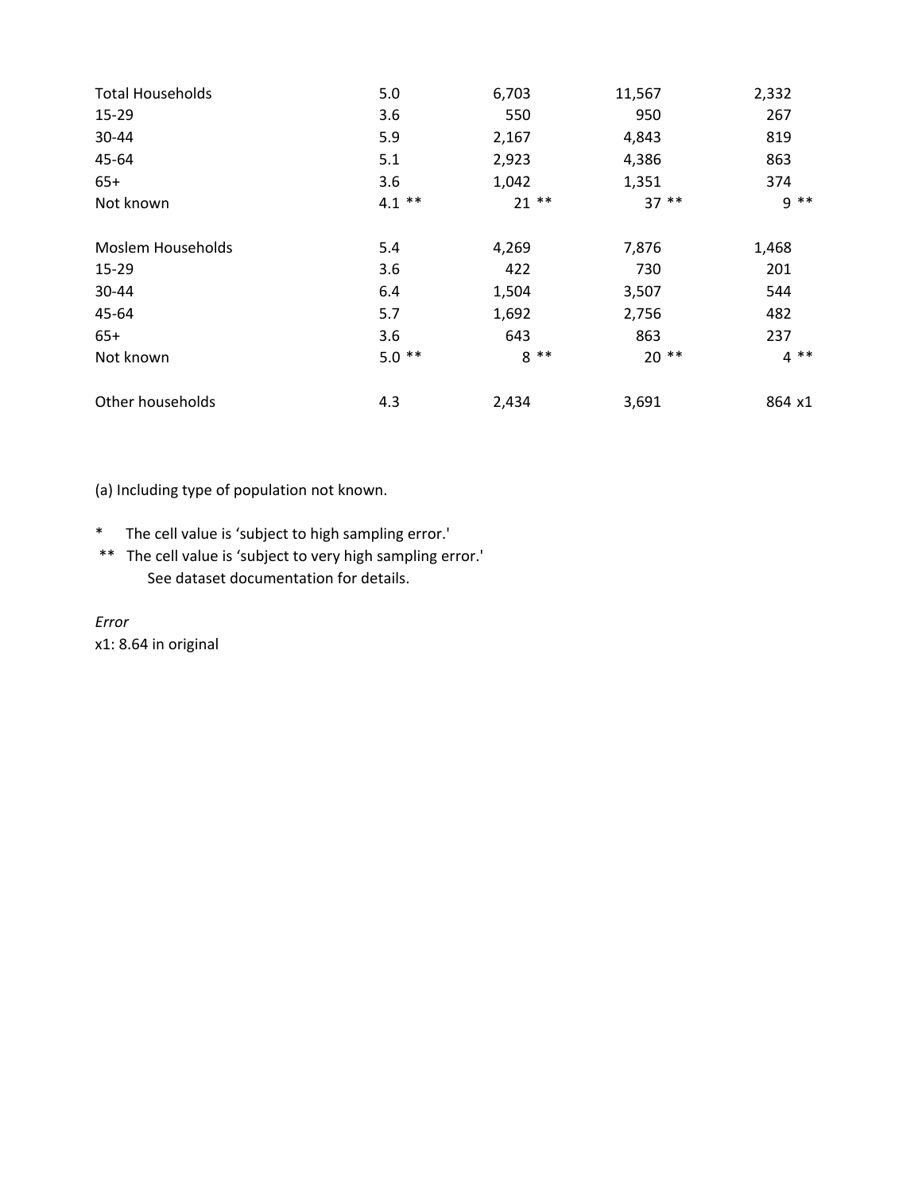| | | | | |
|---|---|---|---|---|
| Total Households | 5.0 | 6,703 | 11,567 | 2,332 |
| 15-29 | 3.6 | 550 | 950 | 267 |
| 30-44 | 5.9 | 2,167 | 4,843 | 819 |
| 45-64 | 5.1 | 2,923 | 4,386 | 863 |
| 65+ | 3.6 | 1,042 | 1,351 | 374 |
| Not known | 4.1 ** | 21 ** | 37 ** | 9 ** |
| | | | | |
| Moslem Households | 5.4 | 4,269 | 7,876 | 1,468 |
| 15-29 | 3.6 | 422 | 730 | 201 |
| 30-44 | 6.4 | 1,504 | 3,507 | 544 |
| 45-64 | 5.7 | 1,692 | 2,756 | 482 |
| 65+ | 3.6 | 643 | 863 | 237 |
| Not known | 5.0 ** | 8 ** | 20 ** | 4 ** |
| | | | | |
| Other households | 4.3 | 2,434 | 3,691 | 864 x1 |

(a) Including type of population not known.

* The cell value is ‘subject to high sampling error.'

** The cell value is ‘subject to very high sampling error.' See dataset documentation for details.

*Error*

x1: 8.64 in original